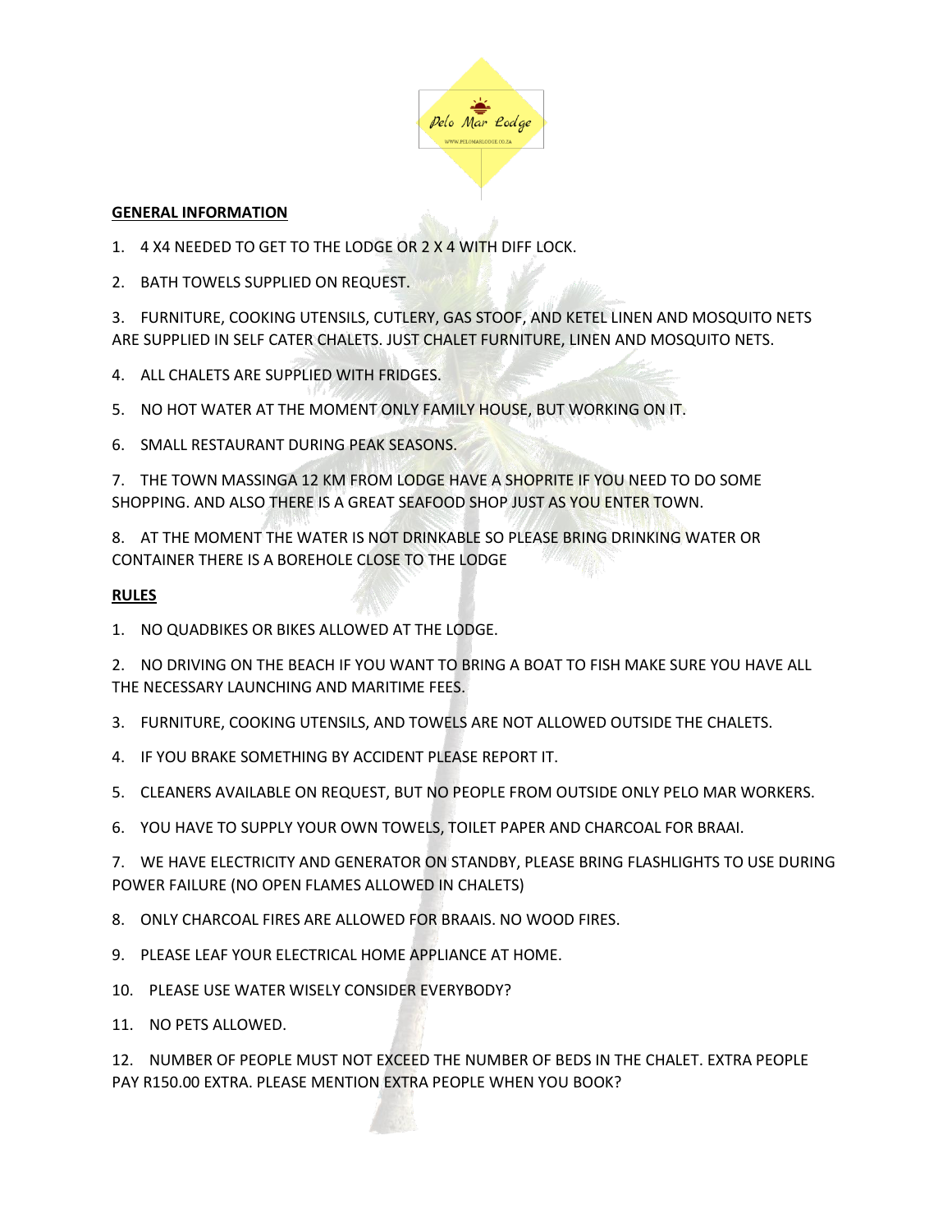Pelo Mar Lodge

WWW.PELOMARLODGE.CO.ZA

## GENERAL INFORMATION

1. 4 X4 NEEDED TO GET TO THE LODGE OR 2 X 4 WITH DIFF LOCK.

2. BATH TOWELS SUPPLIED ON REQUEST.

3. FURNITURE, COOKING UTENSILS, CUTLERY, GAS STOOF, AND KETEL LINEN AND MOSQUITO NETS ARE SUPPLIED IN SELF CATER CHALETS. JUST CHALET FURNITURE, LINEN AND MOSQUITO NETS.

4. ALL CHALETS ARE SUPPLIED WITH FRIDGES.

5. NO HOT WATER AT THE MOMENT ONLY FAMILY HOUSE, BUT WORKING ON IT.

6. SMALL RESTAURANT DURING PEAK SEASONS.

7. THE TOWN MASSINGA 12 KM FROM LODGE HAVE A SHOPRITE IF YOU NEED TO DO SOME SHOPPING. AND ALSO THERE IS A GREAT SEAFOOD SHOP JUST AS YOU ENTER TOWN.

8. AT THE MOMENT THE WATER IS NOT DRINKABLE SO PLEASE BRING DRINKING WATER OR CONTAINER THERE IS A BOREHOLE CLOSE TO THE LODGE

## RULES

1. NO QUADBIKES OR BIKES ALLOWED AT THE LODGE.

2. NO DRIVING ON THE BEACH IF YOU WANT TO BRING A BOAT TO FISH MAKE SURE YOU HAVE ALL THE NECESSARY LAUNCHING AND MARITIME FEES.

3. FURNITURE, COOKING UTENSILS, AND TOWELS ARE NOT ALLOWED OUTSIDE THE CHALETS.

4. IF YOU BRAKE SOMETHING BY ACCIDENT PLEASE REPORT IT.

5. CLEANERS AVAILABLE ON REQUEST, BUT NO PEOPLE FROM OUTSIDE ONLY PELO MAR WORKERS.

6. YOU HAVE TO SUPPLY YOUR OWN TOWELS, TOILET PAPER AND CHARCOAL FOR BRAAI.

7. WE HAVE ELECTRICITY AND GENERATOR ON STANDBY, PLEASE BRING FLASHLIGHTS TO USE DURING POWER FAILURE (NO OPEN FLAMES ALLOWED IN CHALETS)

8. ONLY CHARCOAL FIRES ARE ALLOWED FOR BRAAIS. NO WOOD FIRES.

9. PLEASE LEAF YOUR ELECTRICAL HOME APPLIANCE AT HOME.

10. PLEASE USE WATER WISELY CONSIDER EVERYBODY?

11. NO PETS ALLOWED.

12. NUMBER OF PEOPLE MUST NOT EXCEED THE NUMBER OF BEDS IN THE CHALET. EXTRA PEOPLE PAY R150.00 EXTRA. PLEASE MENTION EXTRA PEOPLE WHEN YOU BOOK?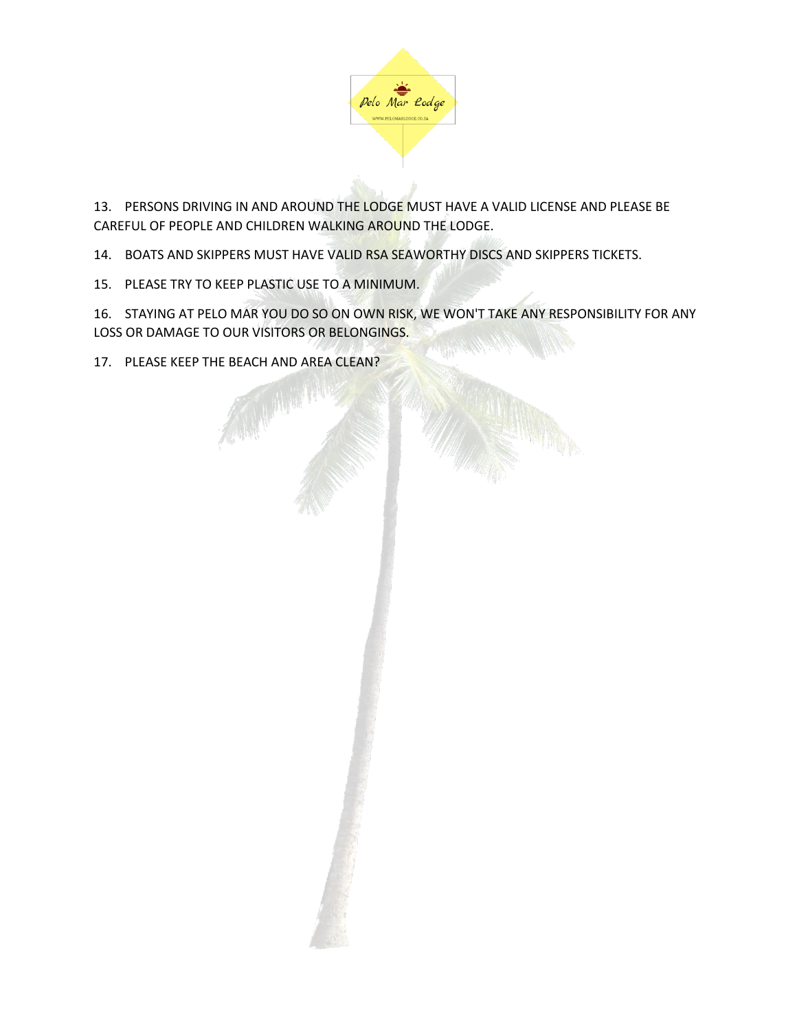13. PERSONS DRIVING IN AND AROUND THE LODGE MUST HAVE A VALID LICENSE AND PLEASE BE CAREFUL OF PEOPLE AND CHILDREN WALKING AROUND THE LODGE.

14. BOATS AND SKIPPERS MUST HAVE VALID RSA SEAWORTHY DISCS AND SKIPPERS TICKETS.

15. PLEASE TRY TO KEEP PLASTIC USE TO A MINIMUM.

16. STAYING AT PELO MAR YOU DO SO ON OWN RISK, WE WON'T TAKE ANY RESPONSIBILITY FOR ANY LOSS OR DAMAGE TO OUR VISITORS OR BELONGINGS.

17. PLEASE KEEP THE BEACH AND AREA CLEAN?